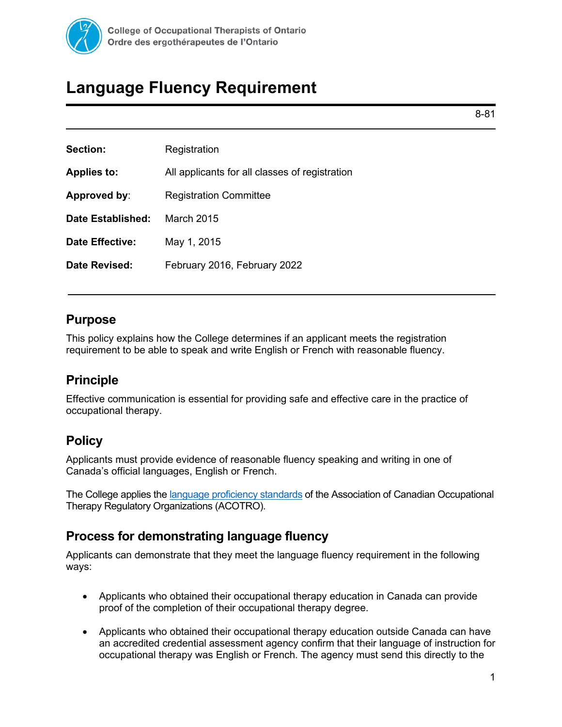College of Occupational Therapists of Ontario
Ordre des ergothérapeutes de l'Ontario

# Language Fluency Requirement

8-81

| | |
|---|---|
| **Section:** | Registration |
| **Applies to:** | All applicants for all classes of registration |
| **Approved by**: | Registration Committee |
| **Date Established:** | March 2015 |
| **Date Effective:** | May 1, 2015 |
| **Date Revised:** | February 2016, February 2022 |

## Purpose

This policy explains how the College determines if an applicant meets the registration requirement to be able to speak and write English or French with reasonable fluency.

## Principle

Effective communication is essential for providing safe and effective care in the practice of occupational therapy.

## Policy

Applicants must provide evidence of reasonable fluency speaking and writing in one of Canada's official languages, English or French.

The College applies the [language proficiency standards] of the Association of Canadian Occupational Therapy Regulatory Organizations (ACOTRO).

## Process for demonstrating language fluency

Applicants can demonstrate that they meet the language fluency requirement in the following ways:

- Applicants who obtained their occupational therapy education in Canada can provide proof of the completion of their occupational therapy degree.
- Applicants who obtained their occupational therapy education outside Canada can have an accredited credential assessment agency confirm that their language of instruction for occupational therapy was English or French. The agency must send this directly to the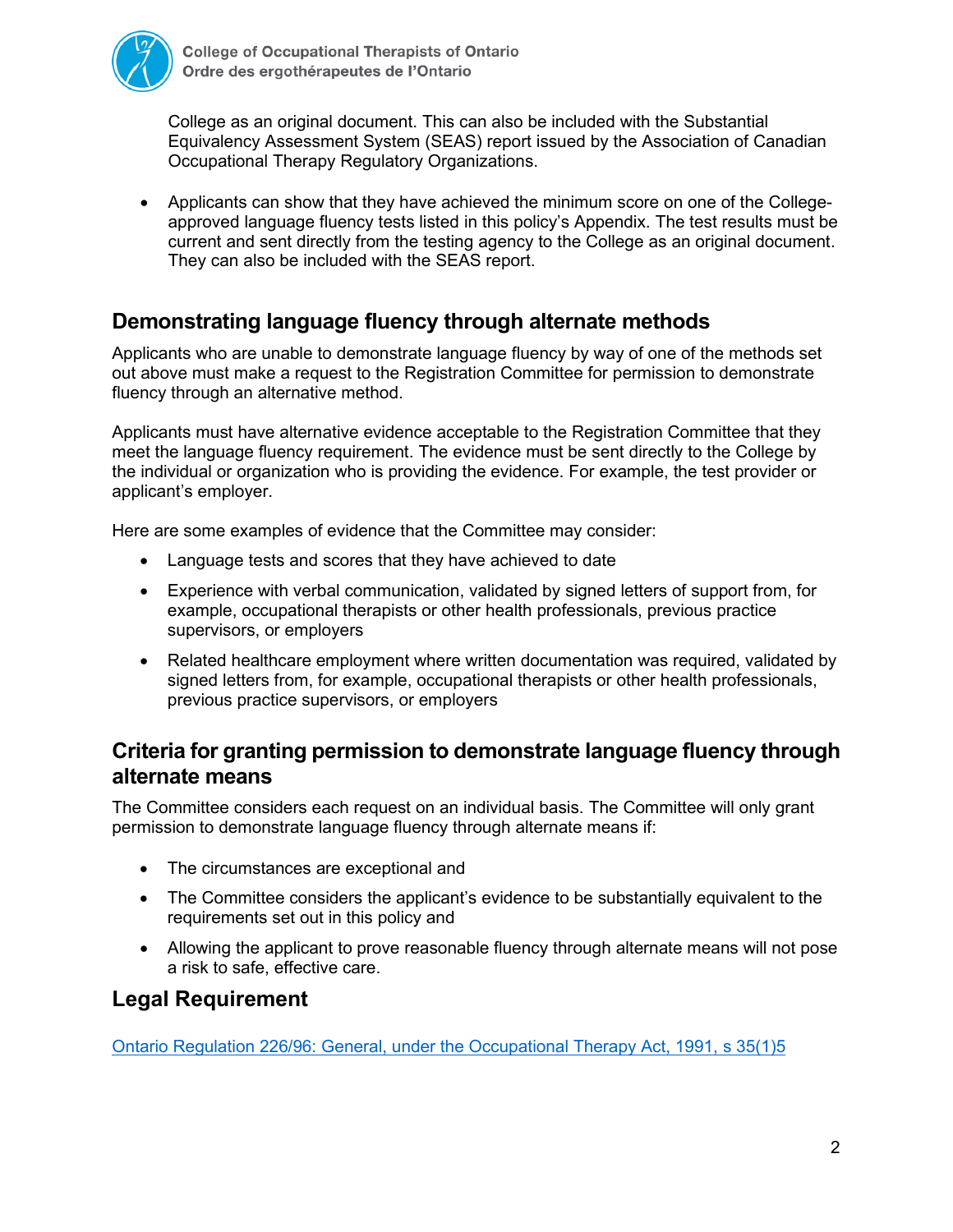College as an original document. This can also be included with the Substantial Equivalency Assessment System (SEAS) report issued by the Association of Canadian Occupational Therapy Regulatory Organizations.

- Applicants can show that they have achieved the minimum score on one of the College-approved language fluency tests listed in this policy's Appendix. The test results must be current and sent directly from the testing agency to the College as an original document. They can also be included with the SEAS report.

## Demonstrating language fluency through alternate methods

Applicants who are unable to demonstrate language fluency by way of one of the methods set out above must make a request to the Registration Committee for permission to demonstrate fluency through an alternative method.

Applicants must have alternative evidence acceptable to the Registration Committee that they meet the language fluency requirement. The evidence must be sent directly to the College by the individual or organization who is providing the evidence. For example, the test provider or applicant's employer.

Here are some examples of evidence that the Committee may consider:

- Language tests and scores that they have achieved to date
- Experience with verbal communication, validated by signed letters of support from, for example, occupational therapists or other health professionals, previous practice supervisors, or employers
- Related healthcare employment where written documentation was required, validated by signed letters from, for example, occupational therapists or other health professionals, previous practice supervisors, or employers

## Criteria for granting permission to demonstrate language fluency through alternate means

The Committee considers each request on an individual basis. The Committee will only grant permission to demonstrate language fluency through alternate means if:

- The circumstances are exceptional and
- The Committee considers the applicant's evidence to be substantially equivalent to the requirements set out in this policy and
- Allowing the applicant to prove reasonable fluency through alternate means will not pose a risk to safe, effective care.

## Legal Requirement

Ontario Regulation 226/96: General, under the Occupational Therapy Act, 1991, s 35(1)5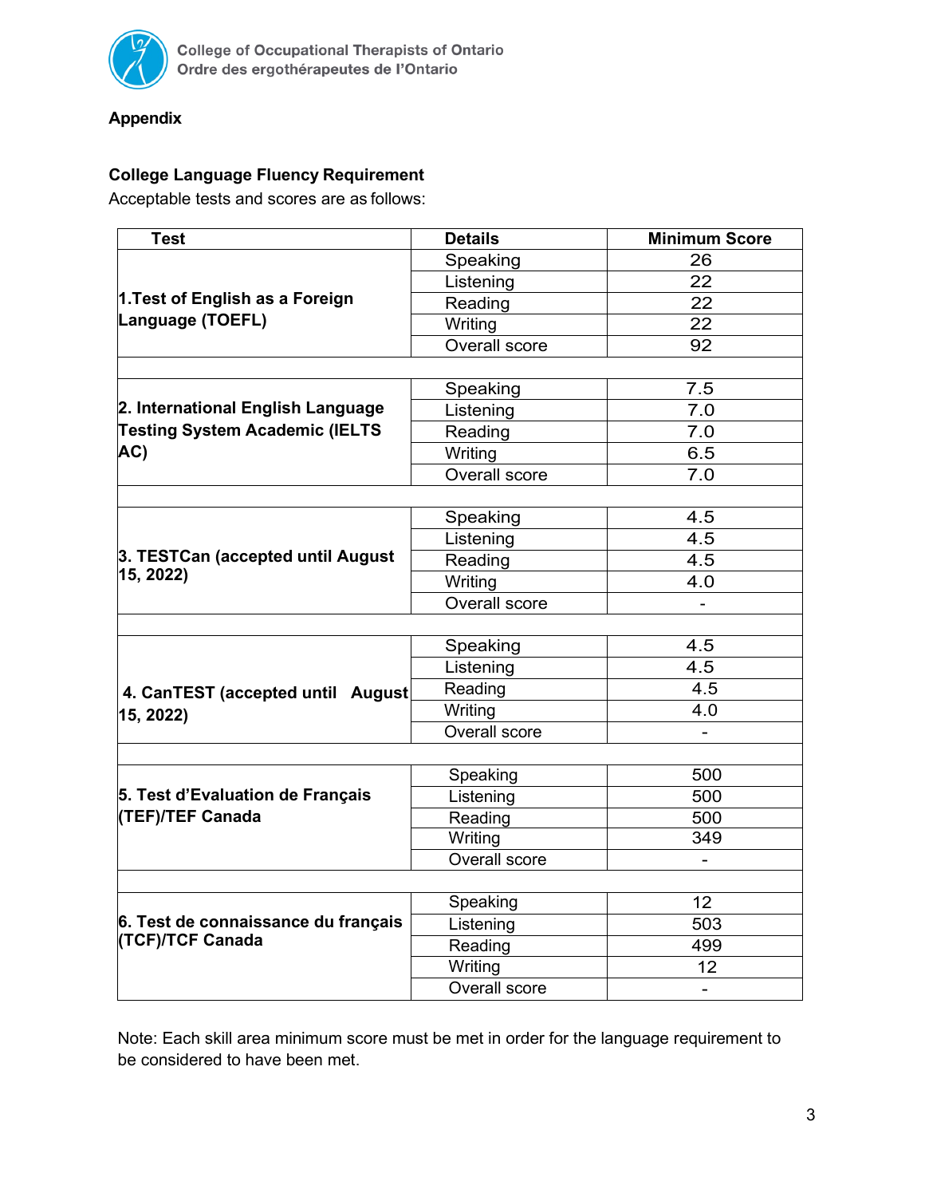## Appendix

### College Language Fluency Requirement

Acceptable tests and scores are as follows:

| Test | Details | Minimum Score |
|---|---|---|
| 1.Test of English as a Foreign Language (TOEFL) | Speaking | 26 |
| | Listening | 22 |
| | Reading | 22 |
| | Writing | 22 |
| | Overall score | 92 |
| | | |
| 2. International English Language Testing System Academic (IELTS AC) | Speaking | 7.5 |
| | Listening | 7.0 |
| | Reading | 7.0 |
| | Writing | 6.5 |
| | Overall score | 7.0 |
| | | |
| 3. TESTCan (accepted until August 15, 2022) | Speaking | 4.5 |
| | Listening | 4.5 |
| | Reading | 4.5 |
| | Writing | 4.0 |
| | Overall score | - |
| | | |
| 4. CanTEST (accepted until August 15, 2022) | Speaking | 4.5 |
| | Listening | 4.5 |
| | Reading | 4.5 |
| | Writing | 4.0 |
| | Overall score | - |
| | | |
| 5. Test d'Evaluation de Français (TEF)/TEF Canada | Speaking | 500 |
| | Listening | 500 |
| | Reading | 500 |
| | Writing | 349 |
| | Overall score | - |
| | | |
| 6. Test de connaissance du français (TCF)/TCF Canada | Speaking | 12 |
| | Listening | 503 |
| | Reading | 499 |
| | Writing | 12 |
| | Overall score | - |

Note: Each skill area minimum score must be met in order for the language requirement to be considered to have been met.